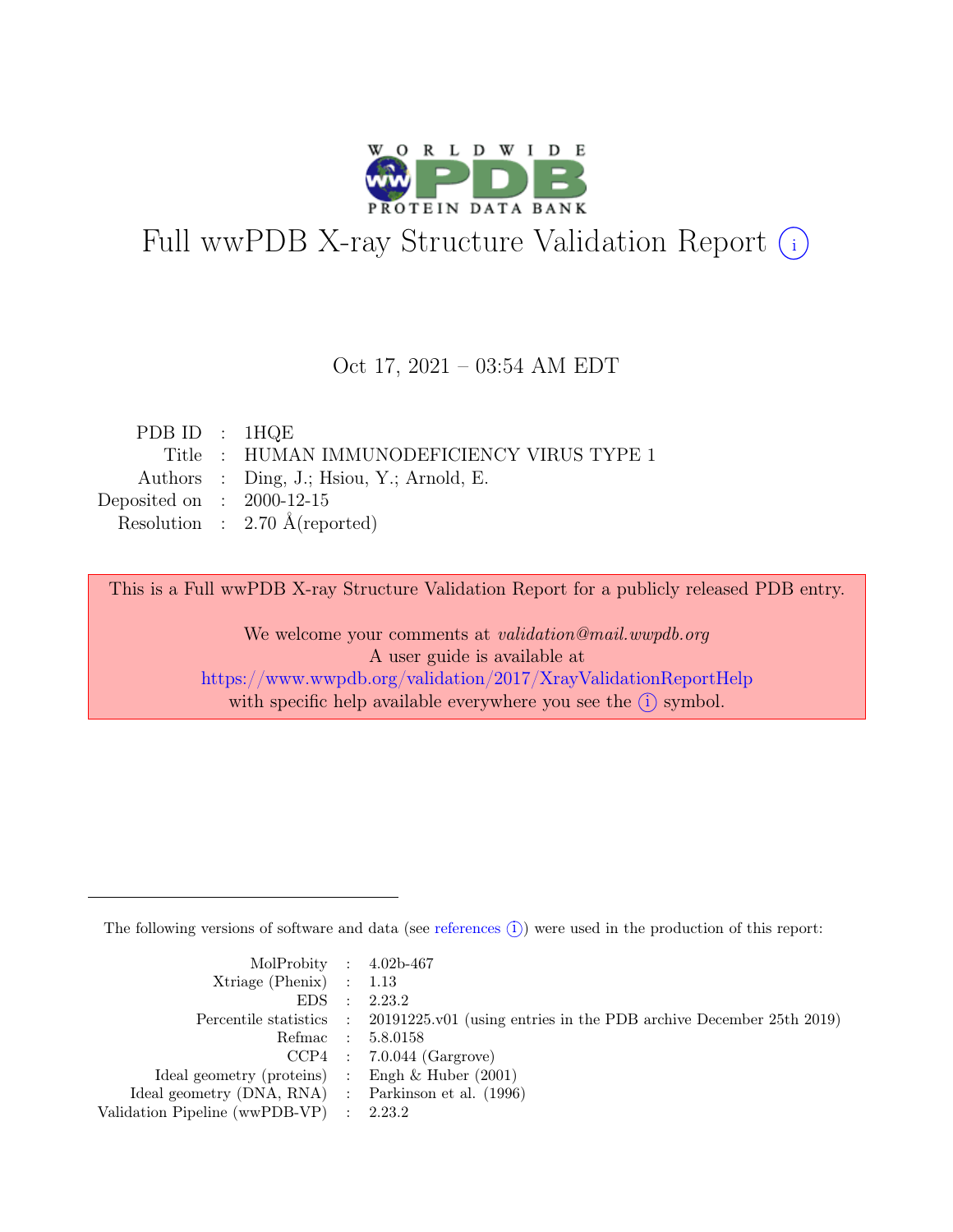# Full wwPDB X-ray Structure Validation Report ⓘ

Oct 17, 2021 – 03:54 AM EDT

| | | |
|---|---|---|
| PDB ID | : | 1HQE |
| Title | : | HUMAN IMMUNODEFICIENCY VIRUS TYPE 1 |
| Authors | : | Ding, J.; Hsiou, Y.; Arnold, E. |
| Deposited on | : | 2000-12-15 |
| Resolution | : | 2.70 Å(reported) |

This is a Full wwPDB X-ray Structure Validation Report for a publicly released PDB entry.

We welcome your comments at *validation@mail.wwpdb.org*
A user guide is available at
https://www.wwpdb.org/validation/2017/XrayValidationReportHelp
with specific help available everywhere you see the ⓘ symbol.

---

The following versions of software and data (see references ⓘ) were used in the production of this report:

| | | |
|---|---|---|
| MolProbity | : | 4.02b-467 |
| Xtriage (Phenix) | : | 1.13 |
| EDS | : | 2.23.2 |
| Percentile statistics | : | 20191225.v01 (using entries in the PDB archive December 25th 2019) |
| Refmac | : | 5.8.0158 |
| CCP4 | : | 7.0.044 (Gargrove) |
| Ideal geometry (proteins) | : | Engh & Huber (2001) |
| Ideal geometry (DNA, RNA) | : | Parkinson et al. (1996) |
| Validation Pipeline (wwPDB-VP) | : | 2.23.2 |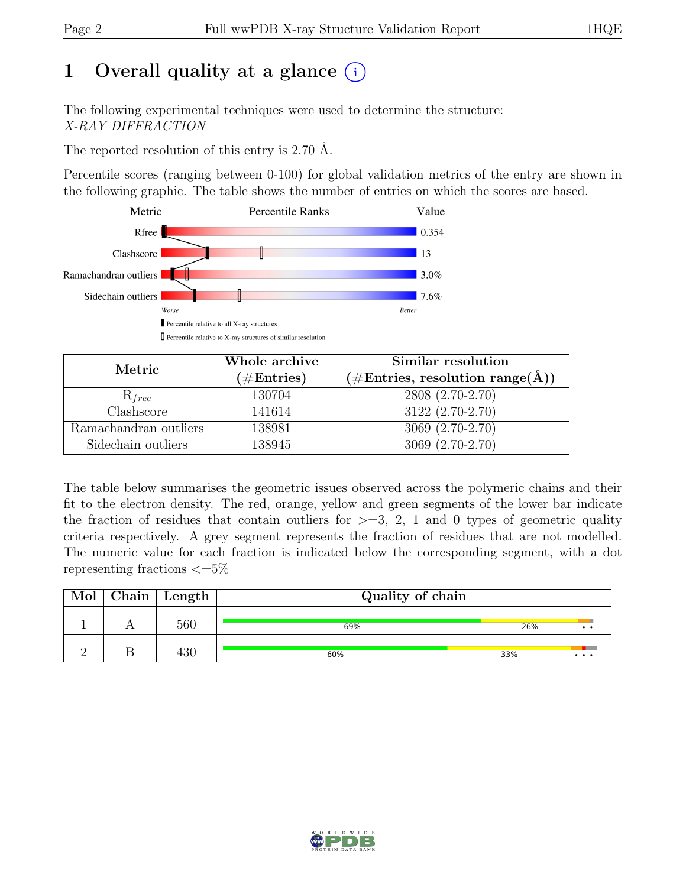# 1 Overall quality at a glance (i)

The following experimental techniques were used to determine the structure:
*X-RAY DIFFRACTION*

The reported resolution of this entry is 2.70 Å.

Percentile scores (ranging between 0-100) for global validation metrics of the entry are shown in the following graphic. The table shows the number of entries on which the scores are based.

| Metric | Value |
|---|---|
| Rfree | 0.354 |
| Clashscore | 13 |
| Ramachandran outliers | 3.0% |
| Sidechain outliers | 7.6% |

Worse — Better

▮ Percentile relative to all X-ray structures

▯ Percentile relative to X-ray structures of similar resolution

| Metric | Whole archive (#Entries) | Similar resolution (#Entries, resolution range(Å)) |
|---|---|---|
| $R_{free}$ | 130704 | 2808 (2.70-2.70) |
| Clashscore | 141614 | 3122 (2.70-2.70) |
| Ramachandran outliers | 138981 | 3069 (2.70-2.70) |
| Sidechain outliers | 138945 | 3069 (2.70-2.70) |

The table below summarises the geometric issues observed across the polymeric chains and their fit to the electron density. The red, orange, yellow and green segments of the lower bar indicate the fraction of residues that contain outliers for >=3, 2, 1 and 0 types of geometric quality criteria respectively. A grey segment represents the fraction of residues that are not modelled. The numeric value for each fraction is indicated below the corresponding segment, with a dot representing fractions <=5%

| Mol | Chain | Length | Quality of chain |
|---|---|---|---|
| 1 | A | 560 | 69% 26% • • |
| 2 | B | 430 | 60% 33% • • • |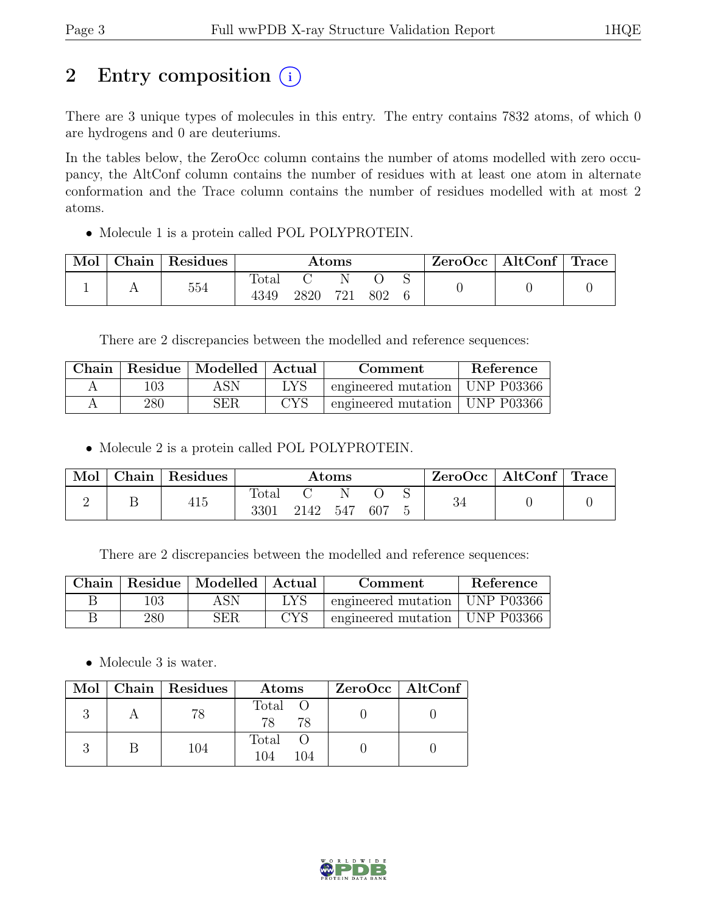# 2 Entry composition (i)

There are 3 unique types of molecules in this entry. The entry contains 7832 atoms, of which 0 are hydrogens and 0 are deuteriums.

In the tables below, the ZeroOcc column contains the number of atoms modelled with zero occupancy, the AltConf column contains the number of residues with at least one atom in alternate conformation and the Trace column contains the number of residues modelled with at most 2 atoms.

- Molecule 1 is a protein called POL POLYPROTEIN.

| Mol | Chain | Residues | Atoms | | | | | ZeroOcc | AltConf | Trace |
|---|---|---|---|---|---|---|---|---|---|---|
| | | | Total | C | N | O | S | | | |
| 1 | A | 554 | 4349 | 2820 | 721 | 802 | 6 | 0 | 0 | 0 |

There are 2 discrepancies between the modelled and reference sequences:

| Chain | Residue | Modelled | Actual | Comment | Reference |
|---|---|---|---|---|---|
| A | 103 | ASN | LYS | engineered mutation | UNP P03366 |
| A | 280 | SER | CYS | engineered mutation | UNP P03366 |

- Molecule 2 is a protein called POL POLYPROTEIN.

| Mol | Chain | Residues | Atoms | | | | | ZeroOcc | AltConf | Trace |
|---|---|---|---|---|---|---|---|---|---|---|
| | | | Total | C | N | O | S | | | |
| 2 | B | 415 | 3301 | 2142 | 547 | 607 | 5 | 34 | 0 | 0 |

There are 2 discrepancies between the modelled and reference sequences:

| Chain | Residue | Modelled | Actual | Comment | Reference |
|---|---|---|---|---|---|
| B | 103 | ASN | LYS | engineered mutation | UNP P03366 |
| B | 280 | SER | CYS | engineered mutation | UNP P03366 |

- Molecule 3 is water.

| Mol | Chain | Residues | Atoms | | ZeroOcc | AltConf |
|---|---|---|---|---|---|---|
| | | | Total | O | | |
| 3 | A | 78 | 78 | 78 | 0 | 0 |
| 3 | B | 104 | 104 | 104 | 0 | 0 |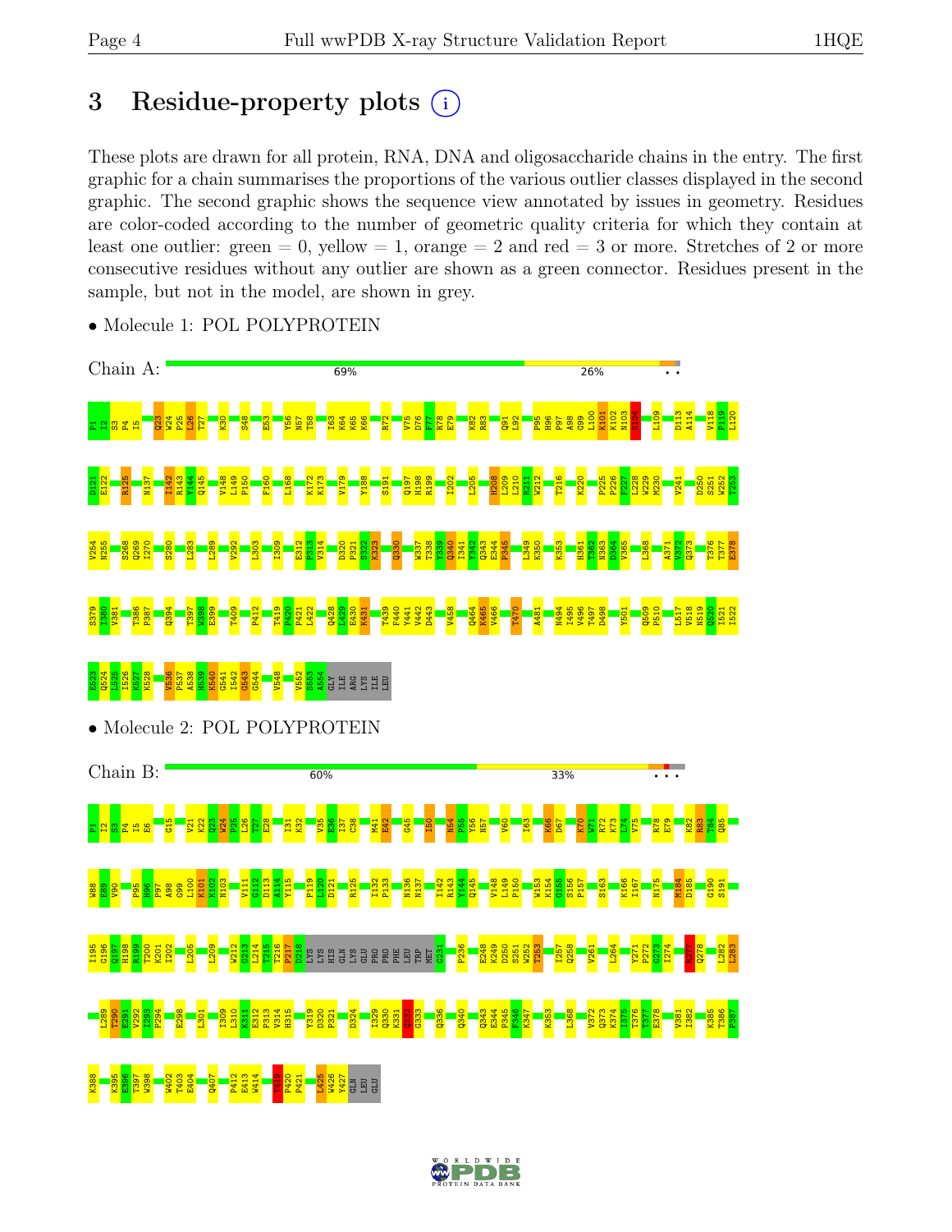# 3 Residue-property plots

These plots are drawn for all protein, RNA, DNA and oligosaccharide chains in the entry. The first graphic for a chain summarises the proportions of the various outlier classes displayed in the second graphic. The second graphic shows the sequence view annotated by issues in geometry. Residues are color-coded according to the number of geometric quality criteria for which they contain at least one outlier: green = 0, yellow = 1, orange = 2 and red = 3 or more. Stretches of 2 or more consecutive residues without any outlier are shown as a green connector. Residues present in the sample, but not in the model, are shown in grey.

- Molecule 1: POL POLYPROTEIN

Chain A: 69% | 26% | • •

P1 I2 S3 P4 I5 Q23 W24 P25 L26 T27 K30 S48 E53 Y56 N57 T58 I63 K64 K65 K66 R72 V75 D76 F77 R78 E79 K82 R83 Q91 L92 P95 H96 P97 A98 G99 L100 K101 K102 N103 K104 L109 D113 A114 V118 P119 L120

D121 E122 R125 N137 I142 R143 Y144 Q145 V148 L149 P150 F160 L168 K172 K173 V179 Y188 S191 Q197 H198 R199 I202 L205 H208 L209 L210 R211 W212 T216 K220 P225 P226 F227 L228 W229 M230 V241 D250 S251 W252 T253

V254 N255 S268 Q269 I270 S280 L283 L289 V292 L303 I309 E312 P313 V314 D320 P321 S322 K323 Q330 W337 T338 Y339 Q340 I341 Y342 Q343 E344 P345 L349 K350 K353 H361 T362 N363 D364 V365 L368 A371 V372 Q373 T376 T377 E378

S379 I380 V381 T386 P387 Q394 T397 W398 E399 T409 P412 T419 P420 P421 L422 Q428 L429 E430 K431 T439 F440 Y441 V442 D443 V458 Q464 K465 V466 T470 A481 N494 I495 V496 T497 D498 Y501 Q509 P510 L517 V518 N519 Q520 I521 I522

E523 Q524 L525 I526 K527 K528 V536 P537 A538 H539 K540 G541 I542 G543 G544 V548 V552 S553 A554 GLY ILE ARG LYS ILE LEU

- Molecule 2: POL POLYPROTEIN

Chain B: 60% | 33% | • • •

P1 I2 S3 P4 I5 E6 G15 V21 K22 Q23 W24 P25 L26 T27 E28 I31 K32 V35 E36 I37 C38 M41 E42 G45 I50 N54 P55 Y56 N57 V60 I63 K66 D67 K70 W71 R72 K73 L74 V75 R78 E79 K82 R83 T84 Q85

W88 E89 V90 P95 H96 P97 A98 G99 L100 K101 K102 N103 V111 G112 D113 A114 Y115 P119 L120 D121 R125 I132 P133 N136 N137 I142 R143 Y144 Q145 V148 L149 P150 W153 K154 G155 S156 P157 S163 K166 I167 N175 M184 D185 G190 S191

I195 G196 Q197 H198 R199 T200 K201 I202 L205 L209 W212 G213 L214 T215 T216 P217 D218 LYS LYS HIS GLN LYS GLU PRO PRO PHE LEU TRP MET G231 P236 E248 K249 D250 S251 W252 T253 I257 Q258 V261 L264 Y271 P272 G273 I274 K277 Q278 L282 L283

L289 T290 E291 V292 I293 P294 E298 L301 I309 L310 K311 E312 P313 V314 H315 Y319 D320 P321 D324 I329 Q330 K331 Q332 G333 Q336 Q340 Q343 E344 P345 F346 K347 K353 L368 V372 Q373 K374 I375 T376 T377 E378 V381 I382 K385 T386 P387

K388 K395 E396 T397 W398 W402 T403 E404 Q407 P412 E413 W414 T419 P420 P421 L425 W426 Y427 GLN LEU GLU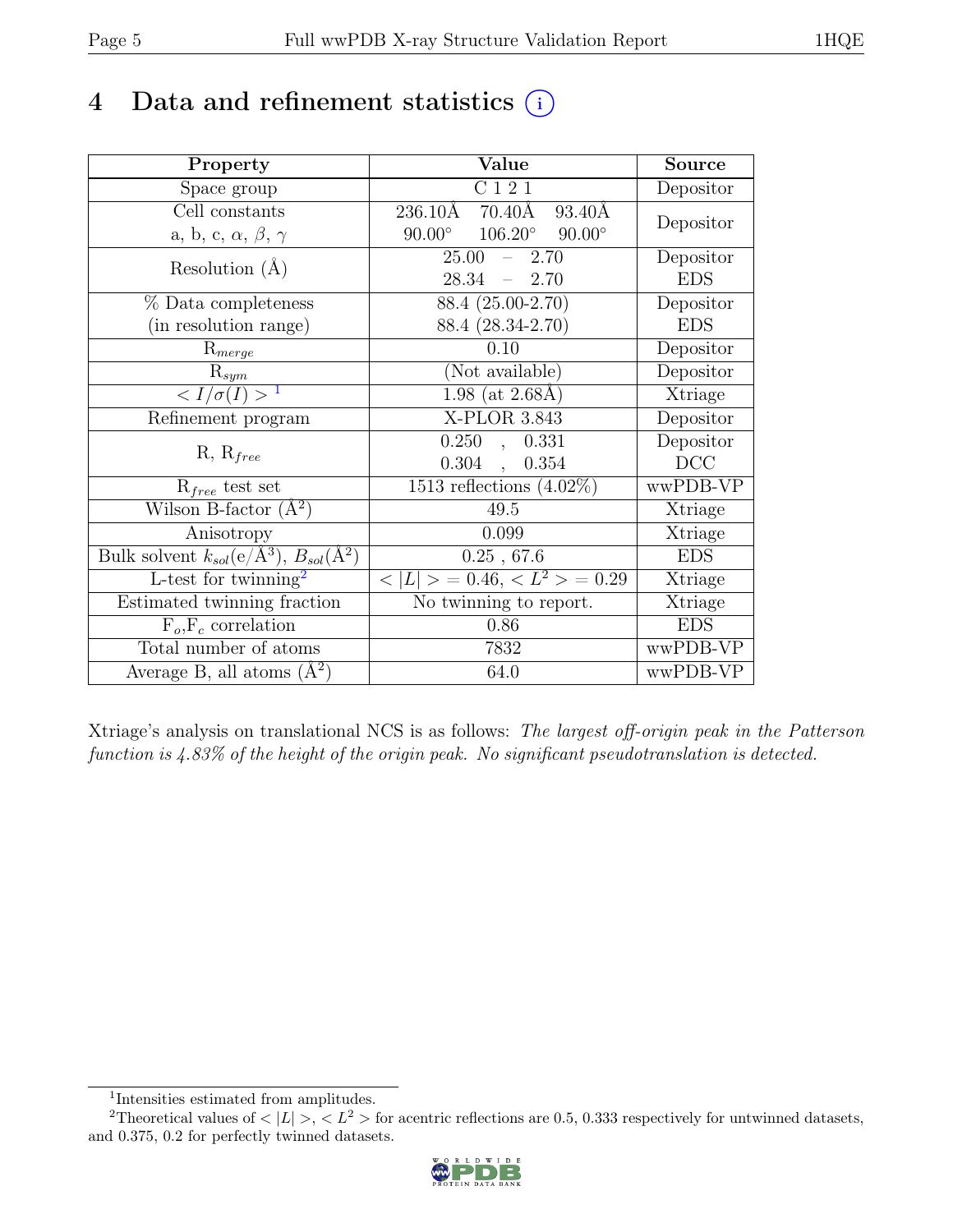# 4 Data and refinement statistics

| Property | Value | Source |
|---|---|---|
| Space group | C 1 2 1 | Depositor |
| Cell constants<br>a, b, c, $\alpha$, $\beta$, $\gamma$ | 236.10Å 70.40Å 93.40Å<br>90.00° 106.20° 90.00° | Depositor |
| Resolution (Å) | 25.00 – 2.70<br>28.34 – 2.70 | Depositor<br>EDS |
| % Data completeness<br>(in resolution range) | 88.4 (25.00-2.70)<br>88.4 (28.34-2.70) | Depositor<br>EDS |
| $R_{merge}$ | 0.10 | Depositor |
| $R_{sym}$ | (Not available) | Depositor |
| $< I/\sigma(I) >$ [1] | 1.98 (at 2.68Å) | Xtriage |
| Refinement program | X-PLOR 3.843 | Depositor |
| R, $R_{free}$ | 0.250 , 0.331<br>0.304 , 0.354 | Depositor<br>DCC |
| $R_{free}$ test set | 1513 reflections (4.02%) | wwPDB-VP |
| Wilson B-factor (Å$^2$) | 49.5 | Xtriage |
| Anisotropy | 0.099 | Xtriage |
| Bulk solvent $k_{sol}$(e/Å$^3$), $B_{sol}$(Å$^2$) | 0.25 , 67.6 | EDS |
| L-test for twinning[2] | $< \|L\| > = 0.46$, $< L^2 > = 0.29$ | Xtriage |
| Estimated twinning fraction | No twinning to report. | Xtriage |
| $F_o$,$F_c$ correlation | 0.86 | EDS |
| Total number of atoms | 7832 | wwPDB-VP |
| Average B, all atoms (Å$^2$) | 64.0 | wwPDB-VP |

Xtriage's analysis on translational NCS is as follows: *The largest off-origin peak in the Patterson function is 4.83% of the height of the origin peak. No significant pseudotranslation is detected.*

[1] Intensities estimated from amplitudes.

[2] Theoretical values of $< |L| >$, $< L^2 >$ for acentric reflections are 0.5, 0.333 respectively for untwinned datasets, and 0.375, 0.2 for perfectly twinned datasets.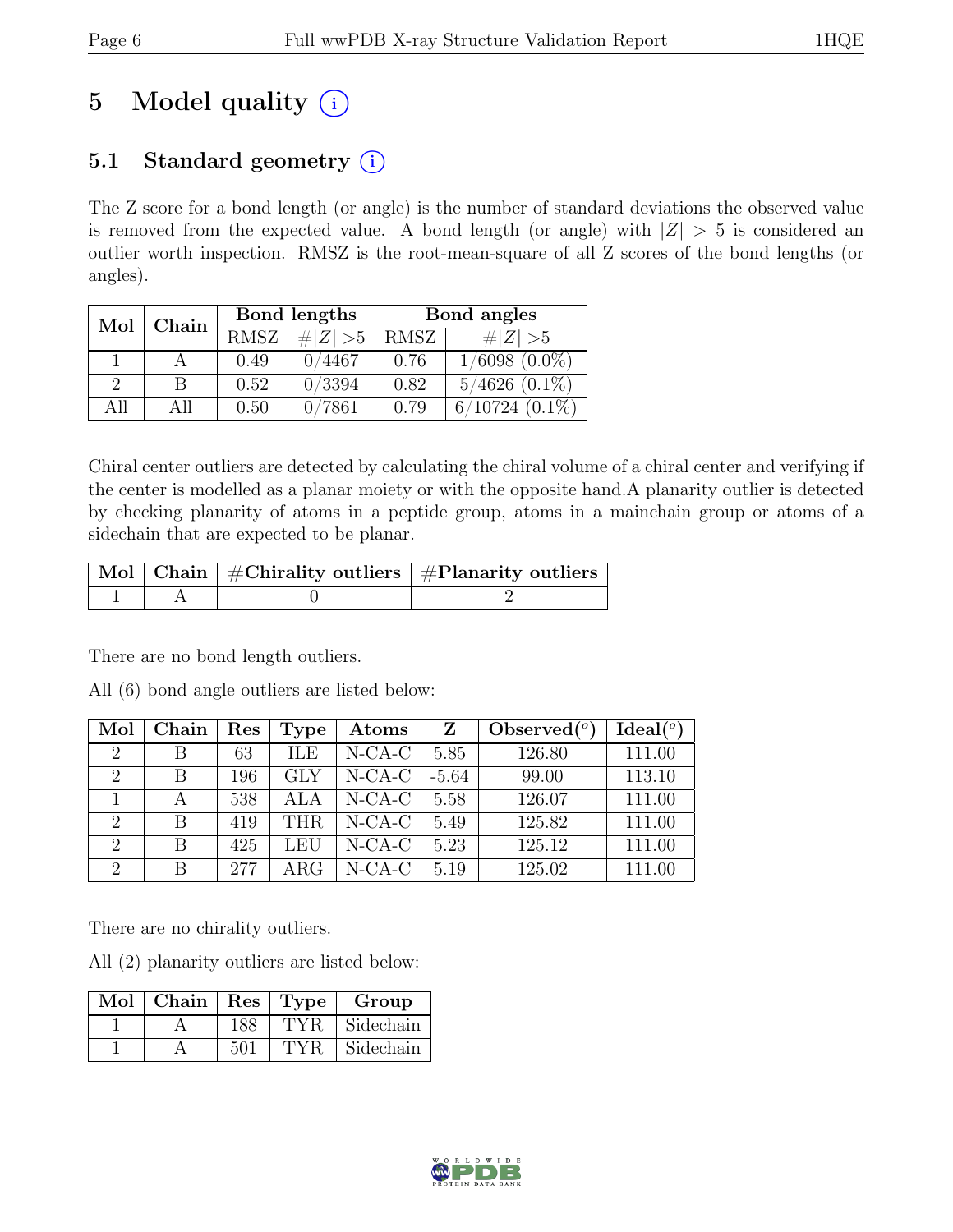# 5 Model quality

## 5.1 Standard geometry

The Z score for a bond length (or angle) is the number of standard deviations the observed value is removed from the expected value. A bond length (or angle) with $|Z| > 5$ is considered an outlier worth inspection. RMSZ is the root-mean-square of all Z scores of the bond lengths (or angles).

| Mol | Chain | Bond lengths | | Bond angles | |
|---|---|---|---|---|---|
| | | RMSZ | #$\|Z\|$ >5 | RMSZ | #$\|Z\|$ >5 |
| 1 | A | 0.49 | 0/4467 | 0.76 | 1/6098 (0.0%) |
| 2 | B | 0.52 | 0/3394 | 0.82 | 5/4626 (0.1%) |
| All | All | 0.50 | 0/7861 | 0.79 | 6/10724 (0.1%) |

Chiral center outliers are detected by calculating the chiral volume of a chiral center and verifying if the center is modelled as a planar moiety or with the opposite hand.A planarity outlier is detected by checking planarity of atoms in a peptide group, atoms in a mainchain group or atoms of a sidechain that are expected to be planar.

| Mol | Chain | #Chirality outliers | #Planarity outliers |
|---|---|---|---|
| 1 | A | 0 | 2 |

There are no bond length outliers.

All (6) bond angle outliers are listed below:

| Mol | Chain | Res | Type | Atoms | Z | Observed($^o$) | Ideal($^o$) |
|---|---|---|---|---|---|---|---|
| 2 | B | 63 | ILE | N-CA-C | 5.85 | 126.80 | 111.00 |
| 2 | B | 196 | GLY | N-CA-C | -5.64 | 99.00 | 113.10 |
| 1 | A | 538 | ALA | N-CA-C | 5.58 | 126.07 | 111.00 |
| 2 | B | 419 | THR | N-CA-C | 5.49 | 125.82 | 111.00 |
| 2 | B | 425 | LEU | N-CA-C | 5.23 | 125.12 | 111.00 |
| 2 | B | 277 | ARG | N-CA-C | 5.19 | 125.02 | 111.00 |

There are no chirality outliers.

All (2) planarity outliers are listed below:

| Mol | Chain | Res | Type | Group |
|---|---|---|---|---|
| 1 | A | 188 | TYR | Sidechain |
| 1 | A | 501 | TYR | Sidechain |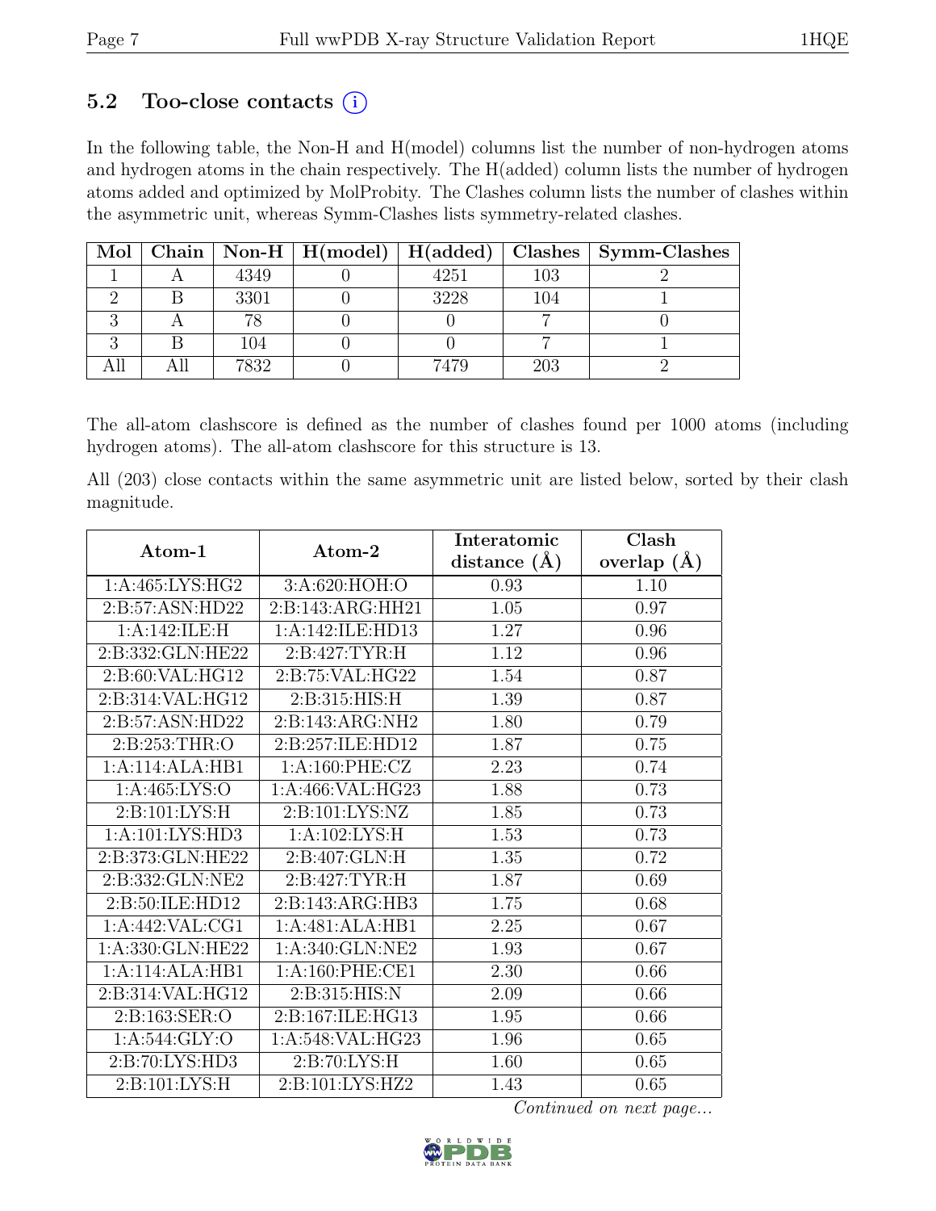### 5.2 Too-close contacts (i)

In the following table, the Non-H and H(model) columns list the number of non-hydrogen atoms and hydrogen atoms in the chain respectively. The H(added) column lists the number of hydrogen atoms added and optimized by MolProbity. The Clashes column lists the number of clashes within the asymmetric unit, whereas Symm-Clashes lists symmetry-related clashes.

| Mol | Chain | Non-H | H(model) | H(added) | Clashes | Symm-Clashes |
|---|---|---|---|---|---|---|
| 1 | A | 4349 | 0 | 4251 | 103 | 2 |
| 2 | B | 3301 | 0 | 3228 | 104 | 1 |
| 3 | A | 78 | 0 | 0 | 7 | 0 |
| 3 | B | 104 | 0 | 0 | 7 | 1 |
| All | All | 7832 | 0 | 7479 | 203 | 2 |

The all-atom clashscore is defined as the number of clashes found per 1000 atoms (including hydrogen atoms). The all-atom clashscore for this structure is 13.

All (203) close contacts within the same asymmetric unit are listed below, sorted by their clash magnitude.

| Atom-1 | Atom-2 | Interatomic distance (Å) | Clash overlap (Å) |
|---|---|---|---|
| 1:A:465:LYS:HG2 | 3:A:620:HOH:O | 0.93 | 1.10 |
| 2:B:57:ASN:HD22 | 2:B:143:ARG:HH21 | 1.05 | 0.97 |
| 1:A:142:ILE:H | 1:A:142:ILE:HD13 | 1.27 | 0.96 |
| 2:B:332:GLN:HE22 | 2:B:427:TYR:H | 1.12 | 0.96 |
| 2:B:60:VAL:HG12 | 2:B:75:VAL:HG22 | 1.54 | 0.87 |
| 2:B:314:VAL:HG12 | 2:B:315:HIS:H | 1.39 | 0.87 |
| 2:B:57:ASN:HD22 | 2:B:143:ARG:NH2 | 1.80 | 0.79 |
| 2:B:253:THR:O | 2:B:257:ILE:HD12 | 1.87 | 0.75 |
| 1:A:114:ALA:HB1 | 1:A:160:PHE:CZ | 2.23 | 0.74 |
| 1:A:465:LYS:O | 1:A:466:VAL:HG23 | 1.88 | 0.73 |
| 2:B:101:LYS:H | 2:B:101:LYS:NZ | 1.85 | 0.73 |
| 1:A:101:LYS:HD3 | 1:A:102:LYS:H | 1.53 | 0.73 |
| 2:B:373:GLN:HE22 | 2:B:407:GLN:H | 1.35 | 0.72 |
| 2:B:332:GLN:NE2 | 2:B:427:TYR:H | 1.87 | 0.69 |
| 2:B:50:ILE:HD12 | 2:B:143:ARG:HB3 | 1.75 | 0.68 |
| 1:A:442:VAL:CG1 | 1:A:481:ALA:HB1 | 2.25 | 0.67 |
| 1:A:330:GLN:HE22 | 1:A:340:GLN:NE2 | 1.93 | 0.67 |
| 1:A:114:ALA:HB1 | 1:A:160:PHE:CE1 | 2.30 | 0.66 |
| 2:B:314:VAL:HG12 | 2:B:315:HIS:N | 2.09 | 0.66 |
| 2:B:163:SER:O | 2:B:167:ILE:HG13 | 1.95 | 0.66 |
| 1:A:544:GLY:O | 1:A:548:VAL:HG23 | 1.96 | 0.65 |
| 2:B:70:LYS:HD3 | 2:B:70:LYS:H | 1.60 | 0.65 |
| 2:B:101:LYS:H | 2:B:101:LYS:HZ2 | 1.43 | 0.65 |

*Continued on next page...*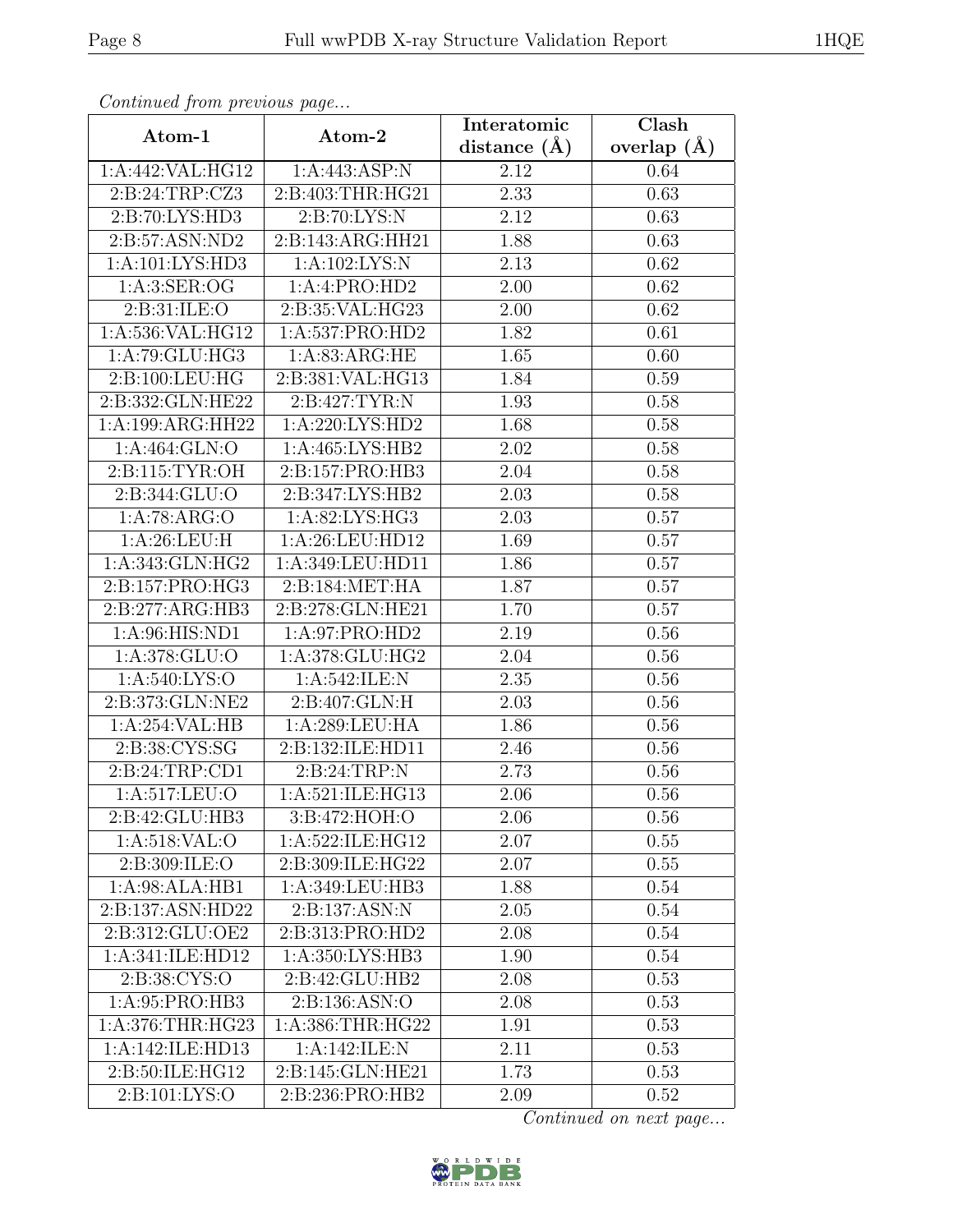*Continued from previous page...*

| Atom-1 | Atom-2 | Interatomic distance (Å) | Clash overlap (Å) |
|---|---|---|---|
| 1:A:442:VAL:HG12 | 1:A:443:ASP:N | 2.12 | 0.64 |
| 2:B:24:TRP:CZ3 | 2:B:403:THR:HG21 | 2.33 | 0.63 |
| 2:B:70:LYS:HD3 | 2:B:70:LYS:N | 2.12 | 0.63 |
| 2:B:57:ASN:ND2 | 2:B:143:ARG:HH21 | 1.88 | 0.63 |
| 1:A:101:LYS:HD3 | 1:A:102:LYS:N | 2.13 | 0.62 |
| 1:A:3:SER:OG | 1:A:4:PRO:HD2 | 2.00 | 0.62 |
| 2:B:31:ILE:O | 2:B:35:VAL:HG23 | 2.00 | 0.62 |
| 1:A:536:VAL:HG12 | 1:A:537:PRO:HD2 | 1.82 | 0.61 |
| 1:A:79:GLU:HG3 | 1:A:83:ARG:HE | 1.65 | 0.60 |
| 2:B:100:LEU:HG | 2:B:381:VAL:HG13 | 1.84 | 0.59 |
| 2:B:332:GLN:HE22 | 2:B:427:TYR:N | 1.93 | 0.58 |
| 1:A:199:ARG:HH22 | 1:A:220:LYS:HD2 | 1.68 | 0.58 |
| 1:A:464:GLN:O | 1:A:465:LYS:HB2 | 2.02 | 0.58 |
| 2:B:115:TYR:OH | 2:B:157:PRO:HB3 | 2.04 | 0.58 |
| 2:B:344:GLU:O | 2:B:347:LYS:HB2 | 2.03 | 0.58 |
| 1:A:78:ARG:O | 1:A:82:LYS:HG3 | 2.03 | 0.57 |
| 1:A:26:LEU:H | 1:A:26:LEU:HD12 | 1.69 | 0.57 |
| 1:A:343:GLN:HG2 | 1:A:349:LEU:HD11 | 1.86 | 0.57 |
| 2:B:157:PRO:HG3 | 2:B:184:MET:HA | 1.87 | 0.57 |
| 2:B:277:ARG:HB3 | 2:B:278:GLN:HE21 | 1.70 | 0.57 |
| 1:A:96:HIS:ND1 | 1:A:97:PRO:HD2 | 2.19 | 0.56 |
| 1:A:378:GLU:O | 1:A:378:GLU:HG2 | 2.04 | 0.56 |
| 1:A:540:LYS:O | 1:A:542:ILE:N | 2.35 | 0.56 |
| 2:B:373:GLN:NE2 | 2:B:407:GLN:H | 2.03 | 0.56 |
| 1:A:254:VAL:HB | 1:A:289:LEU:HA | 1.86 | 0.56 |
| 2:B:38:CYS:SG | 2:B:132:ILE:HD11 | 2.46 | 0.56 |
| 2:B:24:TRP:CD1 | 2:B:24:TRP:N | 2.73 | 0.56 |
| 1:A:517:LEU:O | 1:A:521:ILE:HG13 | 2.06 | 0.56 |
| 2:B:42:GLU:HB3 | 3:B:472:HOH:O | 2.06 | 0.56 |
| 1:A:518:VAL:O | 1:A:522:ILE:HG12 | 2.07 | 0.55 |
| 2:B:309:ILE:O | 2:B:309:ILE:HG22 | 2.07 | 0.55 |
| 1:A:98:ALA:HB1 | 1:A:349:LEU:HB3 | 1.88 | 0.54 |
| 2:B:137:ASN:HD22 | 2:B:137:ASN:N | 2.05 | 0.54 |
| 2:B:312:GLU:OE2 | 2:B:313:PRO:HD2 | 2.08 | 0.54 |
| 1:A:341:ILE:HD12 | 1:A:350:LYS:HB3 | 1.90 | 0.54 |
| 2:B:38:CYS:O | 2:B:42:GLU:HB2 | 2.08 | 0.53 |
| 1:A:95:PRO:HB3 | 2:B:136:ASN:O | 2.08 | 0.53 |
| 1:A:376:THR:HG23 | 1:A:386:THR:HG22 | 1.91 | 0.53 |
| 1:A:142:ILE:HD13 | 1:A:142:ILE:N | 2.11 | 0.53 |
| 2:B:50:ILE:HG12 | 2:B:145:GLN:HE21 | 1.73 | 0.53 |
| 2:B:101:LYS:O | 2:B:236:PRO:HB2 | 2.09 | 0.52 |

*Continued on next page...*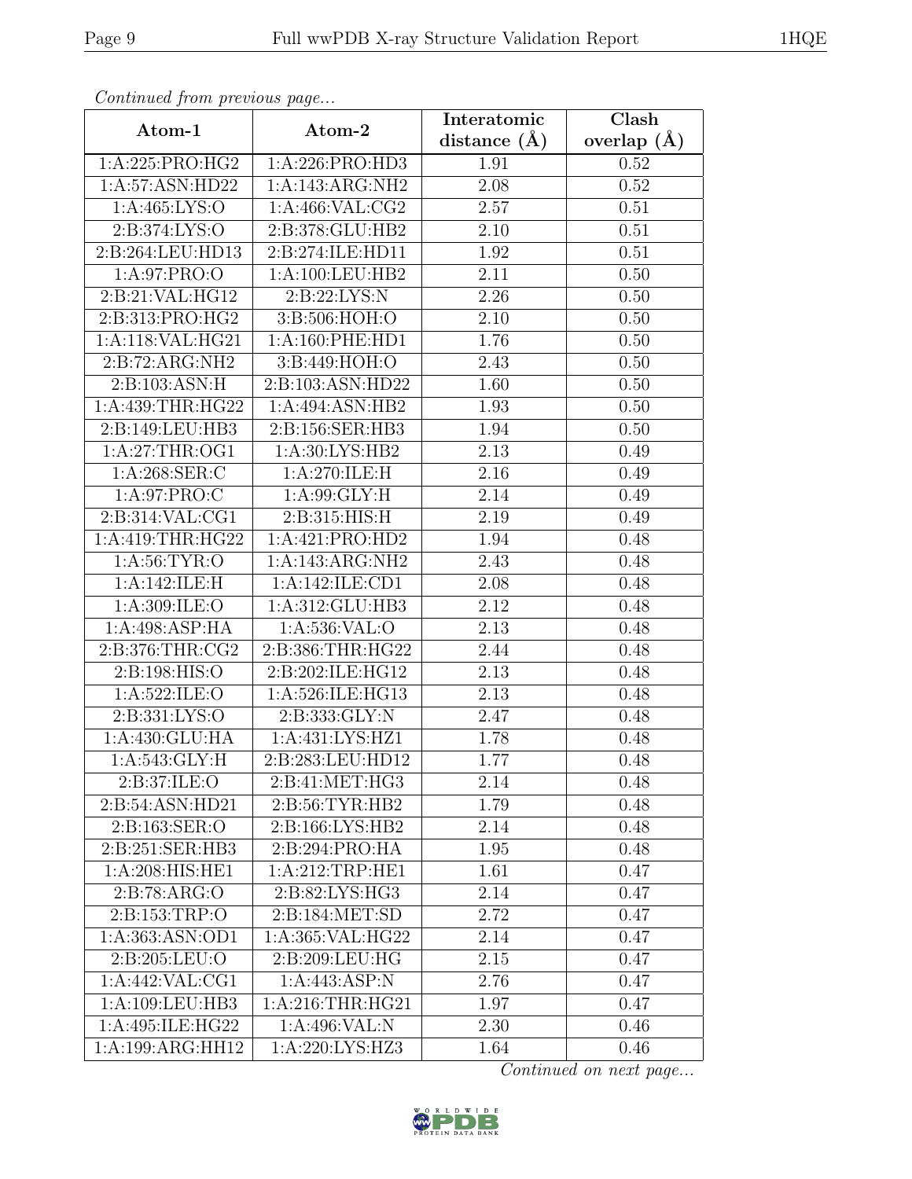*Continued from previous page...*

| Atom-1 | Atom-2 | Interatomic distance (Å) | Clash overlap (Å) |
|---|---|---|---|
| 1:A:225:PRO:HG2 | 1:A:226:PRO:HD3 | 1.91 | 0.52 |
| 1:A:57:ASN:HD22 | 1:A:143:ARG:NH2 | 2.08 | 0.52 |
| 1:A:465:LYS:O | 1:A:466:VAL:CG2 | 2.57 | 0.51 |
| 2:B:374:LYS:O | 2:B:378:GLU:HB2 | 2.10 | 0.51 |
| 2:B:264:LEU:HD13 | 2:B:274:ILE:HD11 | 1.92 | 0.51 |
| 1:A:97:PRO:O | 1:A:100:LEU:HB2 | 2.11 | 0.50 |
| 2:B:21:VAL:HG12 | 2:B:22:LYS:N | 2.26 | 0.50 |
| 2:B:313:PRO:HG2 | 3:B:506:HOH:O | 2.10 | 0.50 |
| 1:A:118:VAL:HG21 | 1:A:160:PHE:HD1 | 1.76 | 0.50 |
| 2:B:72:ARG:NH2 | 3:B:449:HOH:O | 2.43 | 0.50 |
| 2:B:103:ASN:H | 2:B:103:ASN:HD22 | 1.60 | 0.50 |
| 1:A:439:THR:HG22 | 1:A:494:ASN:HB2 | 1.93 | 0.50 |
| 2:B:149:LEU:HB3 | 2:B:156:SER:HB3 | 1.94 | 0.50 |
| 1:A:27:THR:OG1 | 1:A:30:LYS:HB2 | 2.13 | 0.49 |
| 1:A:268:SER:C | 1:A:270:ILE:H | 2.16 | 0.49 |
| 1:A:97:PRO:C | 1:A:99:GLY:H | 2.14 | 0.49 |
| 2:B:314:VAL:CG1 | 2:B:315:HIS:H | 2.19 | 0.49 |
| 1:A:419:THR:HG22 | 1:A:421:PRO:HD2 | 1.94 | 0.48 |
| 1:A:56:TYR:O | 1:A:143:ARG:NH2 | 2.43 | 0.48 |
| 1:A:142:ILE:H | 1:A:142:ILE:CD1 | 2.08 | 0.48 |
| 1:A:309:ILE:O | 1:A:312:GLU:HB3 | 2.12 | 0.48 |
| 1:A:498:ASP:HA | 1:A:536:VAL:O | 2.13 | 0.48 |
| 2:B:376:THR:CG2 | 2:B:386:THR:HG22 | 2.44 | 0.48 |
| 2:B:198:HIS:O | 2:B:202:ILE:HG12 | 2.13 | 0.48 |
| 1:A:522:ILE:O | 1:A:526:ILE:HG13 | 2.13 | 0.48 |
| 2:B:331:LYS:O | 2:B:333:GLY:N | 2.47 | 0.48 |
| 1:A:430:GLU:HA | 1:A:431:LYS:HZ1 | 1.78 | 0.48 |
| 1:A:543:GLY:H | 2:B:283:LEU:HD12 | 1.77 | 0.48 |
| 2:B:37:ILE:O | 2:B:41:MET:HG3 | 2.14 | 0.48 |
| 2:B:54:ASN:HD21 | 2:B:56:TYR:HB2 | 1.79 | 0.48 |
| 2:B:163:SER:O | 2:B:166:LYS:HB2 | 2.14 | 0.48 |
| 2:B:251:SER:HB3 | 2:B:294:PRO:HA | 1.95 | 0.48 |
| 1:A:208:HIS:HE1 | 1:A:212:TRP:HE1 | 1.61 | 0.47 |
| 2:B:78:ARG:O | 2:B:82:LYS:HG3 | 2.14 | 0.47 |
| 2:B:153:TRP:O | 2:B:184:MET:SD | 2.72 | 0.47 |
| 1:A:363:ASN:OD1 | 1:A:365:VAL:HG22 | 2.14 | 0.47 |
| 2:B:205:LEU:O | 2:B:209:LEU:HG | 2.15 | 0.47 |
| 1:A:442:VAL:CG1 | 1:A:443:ASP:N | 2.76 | 0.47 |
| 1:A:109:LEU:HB3 | 1:A:216:THR:HG21 | 1.97 | 0.47 |
| 1:A:495:ILE:HG22 | 1:A:496:VAL:N | 2.30 | 0.46 |
| 1:A:199:ARG:HH12 | 1:A:220:LYS:HZ3 | 1.64 | 0.46 |

*Continued on next page...*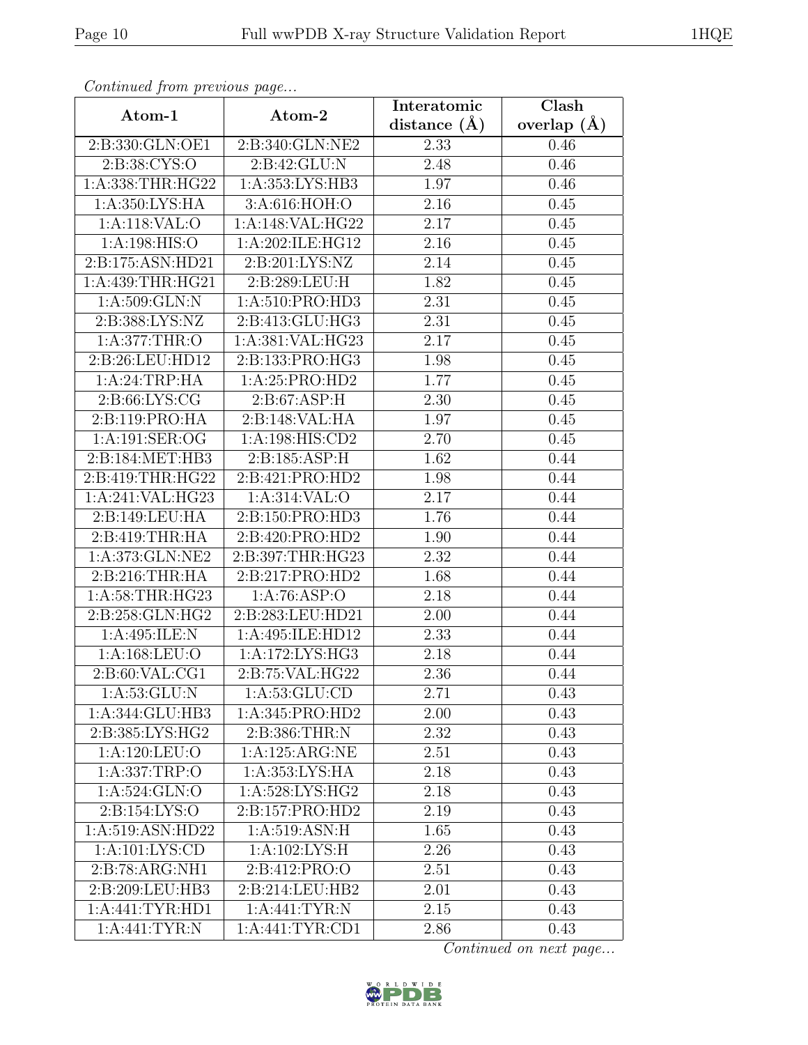*Continued from previous page...*

| Atom-1 | Atom-2 | Interatomic distance (Å) | Clash overlap (Å) |
| --- | --- | --- | --- |
| 2:B:330:GLN:OE1 | 2:B:340:GLN:NE2 | 2.33 | 0.46 |
| 2:B:38:CYS:O | 2:B:42:GLU:N | 2.48 | 0.46 |
| 1:A:338:THR:HG22 | 1:A:353:LYS:HB3 | 1.97 | 0.46 |
| 1:A:350:LYS:HA | 3:A:616:HOH:O | 2.16 | 0.45 |
| 1:A:118:VAL:O | 1:A:148:VAL:HG22 | 2.17 | 0.45 |
| 1:A:198:HIS:O | 1:A:202:ILE:HG12 | 2.16 | 0.45 |
| 2:B:175:ASN:HD21 | 2:B:201:LYS:NZ | 2.14 | 0.45 |
| 1:A:439:THR:HG21 | 2:B:289:LEU:H | 1.82 | 0.45 |
| 1:A:509:GLN:N | 1:A:510:PRO:HD3 | 2.31 | 0.45 |
| 2:B:388:LYS:NZ | 2:B:413:GLU:HG3 | 2.31 | 0.45 |
| 1:A:377:THR:O | 1:A:381:VAL:HG23 | 2.17 | 0.45 |
| 2:B:26:LEU:HD12 | 2:B:133:PRO:HG3 | 1.98 | 0.45 |
| 1:A:24:TRP:HA | 1:A:25:PRO:HD2 | 1.77 | 0.45 |
| 2:B:66:LYS:CG | 2:B:67:ASP:H | 2.30 | 0.45 |
| 2:B:119:PRO:HA | 2:B:148:VAL:HA | 1.97 | 0.45 |
| 1:A:191:SER:OG | 1:A:198:HIS:CD2 | 2.70 | 0.45 |
| 2:B:184:MET:HB3 | 2:B:185:ASP:H | 1.62 | 0.44 |
| 2:B:419:THR:HG22 | 2:B:421:PRO:HD2 | 1.98 | 0.44 |
| 1:A:241:VAL:HG23 | 1:A:314:VAL:O | 2.17 | 0.44 |
| 2:B:149:LEU:HA | 2:B:150:PRO:HD3 | 1.76 | 0.44 |
| 2:B:419:THR:HA | 2:B:420:PRO:HD2 | 1.90 | 0.44 |
| 1:A:373:GLN:NE2 | 2:B:397:THR:HG23 | 2.32 | 0.44 |
| 2:B:216:THR:HA | 2:B:217:PRO:HD2 | 1.68 | 0.44 |
| 1:A:58:THR:HG23 | 1:A:76:ASP:O | 2.18 | 0.44 |
| 2:B:258:GLN:HG2 | 2:B:283:LEU:HD21 | 2.00 | 0.44 |
| 1:A:495:ILE:N | 1:A:495:ILE:HD12 | 2.33 | 0.44 |
| 1:A:168:LEU:O | 1:A:172:LYS:HG3 | 2.18 | 0.44 |
| 2:B:60:VAL:CG1 | 2:B:75:VAL:HG22 | 2.36 | 0.44 |
| 1:A:53:GLU:N | 1:A:53:GLU:CD | 2.71 | 0.43 |
| 1:A:344:GLU:HB3 | 1:A:345:PRO:HD2 | 2.00 | 0.43 |
| 2:B:385:LYS:HG2 | 2:B:386:THR:N | 2.32 | 0.43 |
| 1:A:120:LEU:O | 1:A:125:ARG:NE | 2.51 | 0.43 |
| 1:A:337:TRP:O | 1:A:353:LYS:HA | 2.18 | 0.43 |
| 1:A:524:GLN:O | 1:A:528:LYS:HG2 | 2.18 | 0.43 |
| 2:B:154:LYS:O | 2:B:157:PRO:HD2 | 2.19 | 0.43 |
| 1:A:519:ASN:HD22 | 1:A:519:ASN:H | 1.65 | 0.43 |
| 1:A:101:LYS:CD | 1:A:102:LYS:H | 2.26 | 0.43 |
| 2:B:78:ARG:NH1 | 2:B:412:PRO:O | 2.51 | 0.43 |
| 2:B:209:LEU:HB3 | 2:B:214:LEU:HB2 | 2.01 | 0.43 |
| 1:A:441:TYR:HD1 | 1:A:441:TYR:N | 2.15 | 0.43 |
| 1:A:441:TYR:N | 1:A:441:TYR:CD1 | 2.86 | 0.43 |

*Continued on next page...*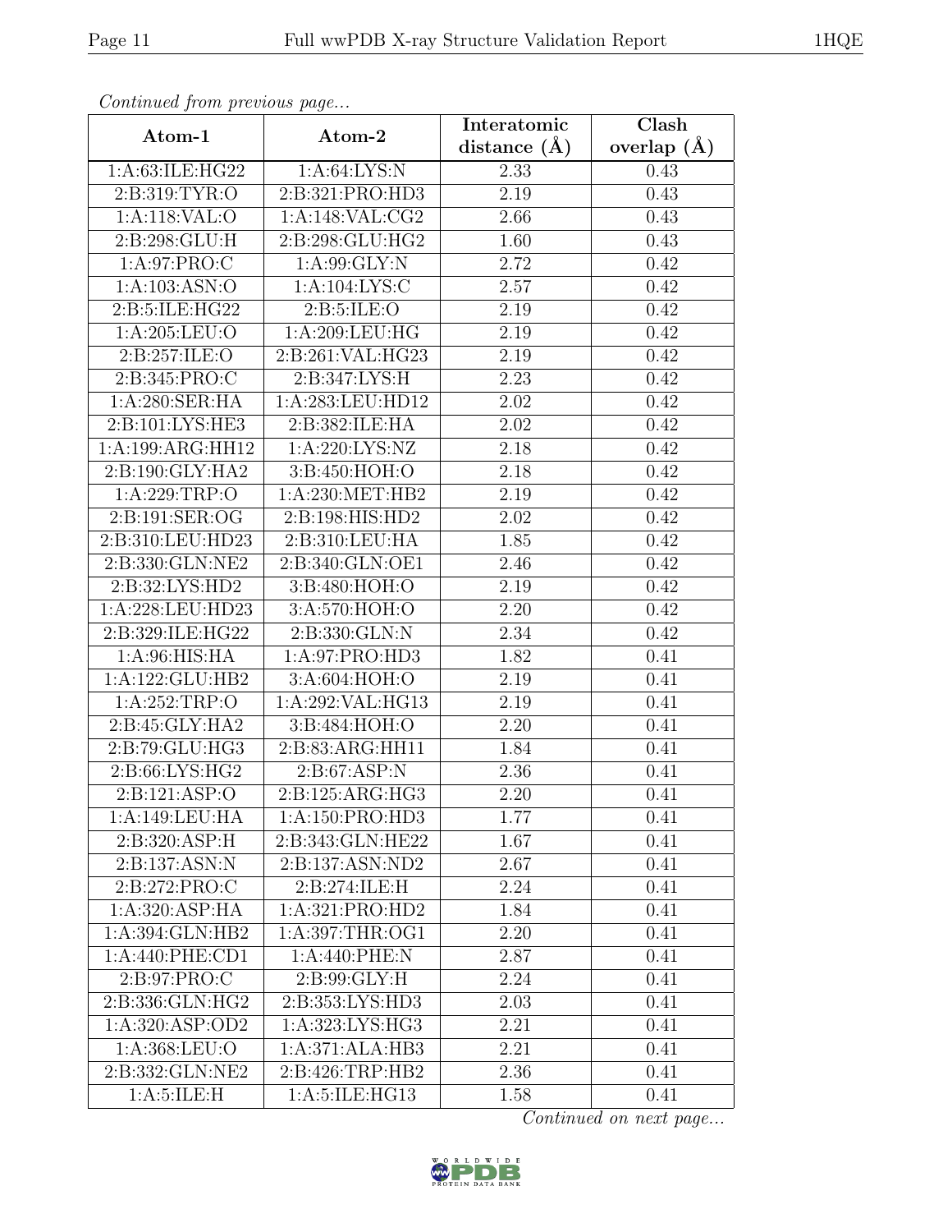*Continued from previous page...*

| Atom-1 | Atom-2 | Interatomic distance (Å) | Clash overlap (Å) |
| --- | --- | --- | --- |
| 1:A:63:ILE:HG22 | 1:A:64:LYS:N | 2.33 | 0.43 |
| 2:B:319:TYR:O | 2:B:321:PRO:HD3 | 2.19 | 0.43 |
| 1:A:118:VAL:O | 1:A:148:VAL:CG2 | 2.66 | 0.43 |
| 2:B:298:GLU:H | 2:B:298:GLU:HG2 | 1.60 | 0.43 |
| 1:A:97:PRO:C | 1:A:99:GLY:N | 2.72 | 0.42 |
| 1:A:103:ASN:O | 1:A:104:LYS:C | 2.57 | 0.42 |
| 2:B:5:ILE:HG22 | 2:B:5:ILE:O | 2.19 | 0.42 |
| 1:A:205:LEU:O | 1:A:209:LEU:HG | 2.19 | 0.42 |
| 2:B:257:ILE:O | 2:B:261:VAL:HG23 | 2.19 | 0.42 |
| 2:B:345:PRO:C | 2:B:347:LYS:H | 2.23 | 0.42 |
| 1:A:280:SER:HA | 1:A:283:LEU:HD12 | 2.02 | 0.42 |
| 2:B:101:LYS:HE3 | 2:B:382:ILE:HA | 2.02 | 0.42 |
| 1:A:199:ARG:HH12 | 1:A:220:LYS:NZ | 2.18 | 0.42 |
| 2:B:190:GLY:HA2 | 3:B:450:HOH:O | 2.18 | 0.42 |
| 1:A:229:TRP:O | 1:A:230:MET:HB2 | 2.19 | 0.42 |
| 2:B:191:SER:OG | 2:B:198:HIS:HD2 | 2.02 | 0.42 |
| 2:B:310:LEU:HD23 | 2:B:310:LEU:HA | 1.85 | 0.42 |
| 2:B:330:GLN:NE2 | 2:B:340:GLN:OE1 | 2.46 | 0.42 |
| 2:B:32:LYS:HD2 | 3:B:480:HOH:O | 2.19 | 0.42 |
| 1:A:228:LEU:HD23 | 3:A:570:HOH:O | 2.20 | 0.42 |
| 2:B:329:ILE:HG22 | 2:B:330:GLN:N | 2.34 | 0.42 |
| 1:A:96:HIS:HA | 1:A:97:PRO:HD3 | 1.82 | 0.41 |
| 1:A:122:GLU:HB2 | 3:A:604:HOH:O | 2.19 | 0.41 |
| 1:A:252:TRP:O | 1:A:292:VAL:HG13 | 2.19 | 0.41 |
| 2:B:45:GLY:HA2 | 3:B:484:HOH:O | 2.20 | 0.41 |
| 2:B:79:GLU:HG3 | 2:B:83:ARG:HH11 | 1.84 | 0.41 |
| 2:B:66:LYS:HG2 | 2:B:67:ASP:N | 2.36 | 0.41 |
| 2:B:121:ASP:O | 2:B:125:ARG:HG3 | 2.20 | 0.41 |
| 1:A:149:LEU:HA | 1:A:150:PRO:HD3 | 1.77 | 0.41 |
| 2:B:320:ASP:H | 2:B:343:GLN:HE22 | 1.67 | 0.41 |
| 2:B:137:ASN:N | 2:B:137:ASN:ND2 | 2.67 | 0.41 |
| 2:B:272:PRO:C | 2:B:274:ILE:H | 2.24 | 0.41 |
| 1:A:320:ASP:HA | 1:A:321:PRO:HD2 | 1.84 | 0.41 |
| 1:A:394:GLN:HB2 | 1:A:397:THR:OG1 | 2.20 | 0.41 |
| 1:A:440:PHE:CD1 | 1:A:440:PHE:N | 2.87 | 0.41 |
| 2:B:97:PRO:C | 2:B:99:GLY:H | 2.24 | 0.41 |
| 2:B:336:GLN:HG2 | 2:B:353:LYS:HD3 | 2.03 | 0.41 |
| 1:A:320:ASP:OD2 | 1:A:323:LYS:HG3 | 2.21 | 0.41 |
| 1:A:368:LEU:O | 1:A:371:ALA:HB3 | 2.21 | 0.41 |
| 2:B:332:GLN:NE2 | 2:B:426:TRP:HB2 | 2.36 | 0.41 |
| 1:A:5:ILE:H | 1:A:5:ILE:HG13 | 1.58 | 0.41 |

*Continued on next page...*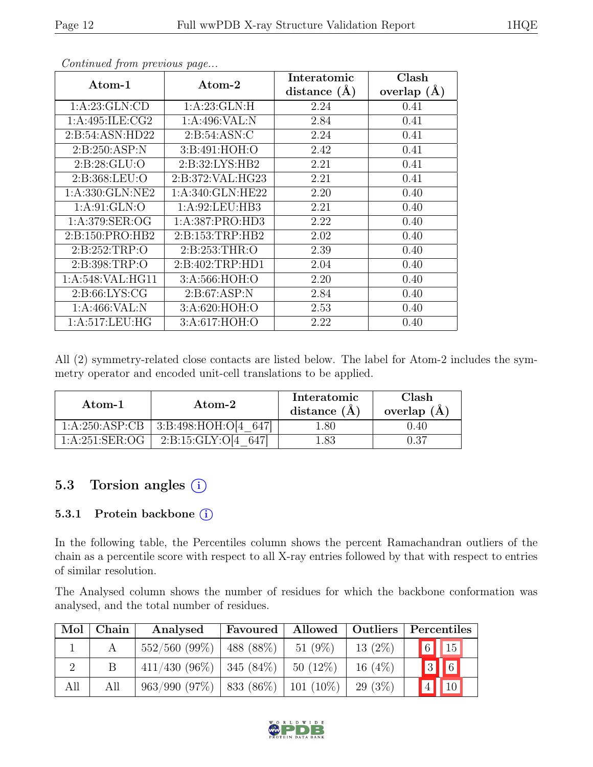*Continued from previous page...*

| Atom-1 | Atom-2 | Interatomic distance (Å) | Clash overlap (Å) |
|---|---|---|---|
| 1:A:23:GLN:CD | 1:A:23:GLN:H | 2.24 | 0.41 |
| 1:A:495:ILE:CG2 | 1:A:496:VAL:N | 2.84 | 0.41 |
| 2:B:54:ASN:HD22 | 2:B:54:ASN:C | 2.24 | 0.41 |
| 2:B:250:ASP:N | 3:B:491:HOH:O | 2.42 | 0.41 |
| 2:B:28:GLU:O | 2:B:32:LYS:HB2 | 2.21 | 0.41 |
| 2:B:368:LEU:O | 2:B:372:VAL:HG23 | 2.21 | 0.41 |
| 1:A:330:GLN:NE2 | 1:A:340:GLN:HE22 | 2.20 | 0.40 |
| 1:A:91:GLN:O | 1:A:92:LEU:HB3 | 2.21 | 0.40 |
| 1:A:379:SER:OG | 1:A:387:PRO:HD3 | 2.22 | 0.40 |
| 2:B:150:PRO:HB2 | 2:B:153:TRP:HB2 | 2.02 | 0.40 |
| 2:B:252:TRP:O | 2:B:253:THR:O | 2.39 | 0.40 |
| 2:B:398:TRP:O | 2:B:402:TRP:HD1 | 2.04 | 0.40 |
| 1:A:548:VAL:HG11 | 3:A:566:HOH:O | 2.20 | 0.40 |
| 2:B:66:LYS:CG | 2:B:67:ASP:N | 2.84 | 0.40 |
| 1:A:466:VAL:N | 3:A:620:HOH:O | 2.53 | 0.40 |
| 1:A:517:LEU:HG | 3:A:617:HOH:O | 2.22 | 0.40 |

All (2) symmetry-related close contacts are listed below. The label for Atom-2 includes the symmetry operator and encoded unit-cell translations to be applied.

| Atom-1 | Atom-2 | Interatomic distance (Å) | Clash overlap (Å) |
|---|---|---|---|
| 1:A:250:ASP:CB | 3:B:498:HOH:O[4_647] | 1.80 | 0.40 |
| 1:A:251:SER:OG | 2:B:15:GLY:O[4_647] | 1.83 | 0.37 |

## 5.3 Torsion angles (i)

### 5.3.1 Protein backbone (i)

In the following table, the Percentiles column shows the percent Ramachandran outliers of the chain as a percentile score with respect to all X-ray entries followed by that with respect to entries of similar resolution.

The Analysed column shows the number of residues for which the backbone conformation was analysed, and the total number of residues.

| Mol | Chain | Analysed | Favoured | Allowed | Outliers | Percentiles | |
|---|---|---|---|---|---|---|---|
| 1 | A | 552/560 (99%) | 488 (88%) | 51 (9%) | 13 (2%) | 6 | 15 |
| 2 | B | 411/430 (96%) | 345 (84%) | 50 (12%) | 16 (4%) | 3 | 6 |
| All | All | 963/990 (97%) | 833 (86%) | 101 (10%) | 29 (3%) | 4 | 10 |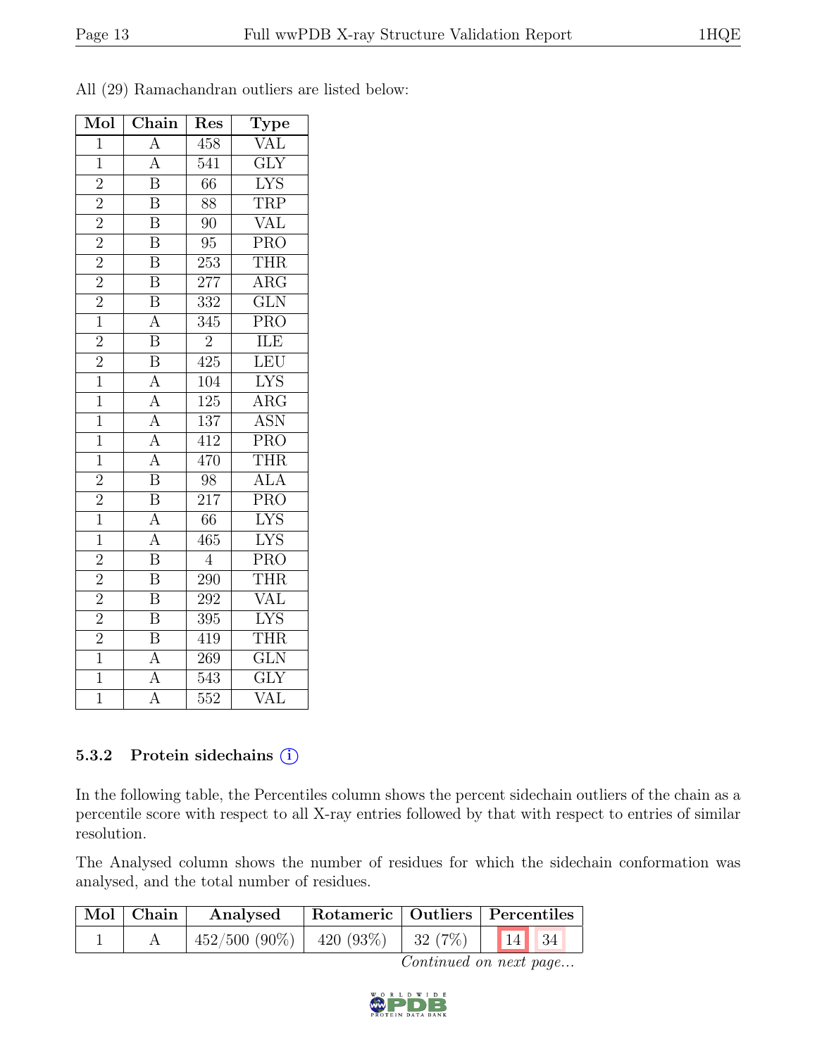All (29) Ramachandran outliers are listed below:

| Mol | Chain | Res | Type |
|---|---|---|---|
| 1 | A | 458 | VAL |
| 1 | A | 541 | GLY |
| 2 | B | 66 | LYS |
| 2 | B | 88 | TRP |
| 2 | B | 90 | VAL |
| 2 | B | 95 | PRO |
| 2 | B | 253 | THR |
| 2 | B | 277 | ARG |
| 2 | B | 332 | GLN |
| 1 | A | 345 | PRO |
| 2 | B | 2 | ILE |
| 2 | B | 425 | LEU |
| 1 | A | 104 | LYS |
| 1 | A | 125 | ARG |
| 1 | A | 137 | ASN |
| 1 | A | 412 | PRO |
| 1 | A | 470 | THR |
| 2 | B | 98 | ALA |
| 2 | B | 217 | PRO |
| 1 | A | 66 | LYS |
| 1 | A | 465 | LYS |
| 2 | B | 4 | PRO |
| 2 | B | 290 | THR |
| 2 | B | 292 | VAL |
| 2 | B | 395 | LYS |
| 2 | B | 419 | THR |
| 1 | A | 269 | GLN |
| 1 | A | 543 | GLY |
| 1 | A | 552 | VAL |

### 5.3.2 Protein sidechains (i)

In the following table, the Percentiles column shows the percent sidechain outliers of the chain as a percentile score with respect to all X-ray entries followed by that with respect to entries of similar resolution.

The Analysed column shows the number of residues for which the sidechain conformation was analysed, and the total number of residues.

| Mol | Chain | Analysed | Rotameric | Outliers | Percentiles | |
|---|---|---|---|---|---|---|
| 1 | A | 452/500 (90%) | 420 (93%) | 32 (7%) | 14 | 34 |

*Continued on next page...*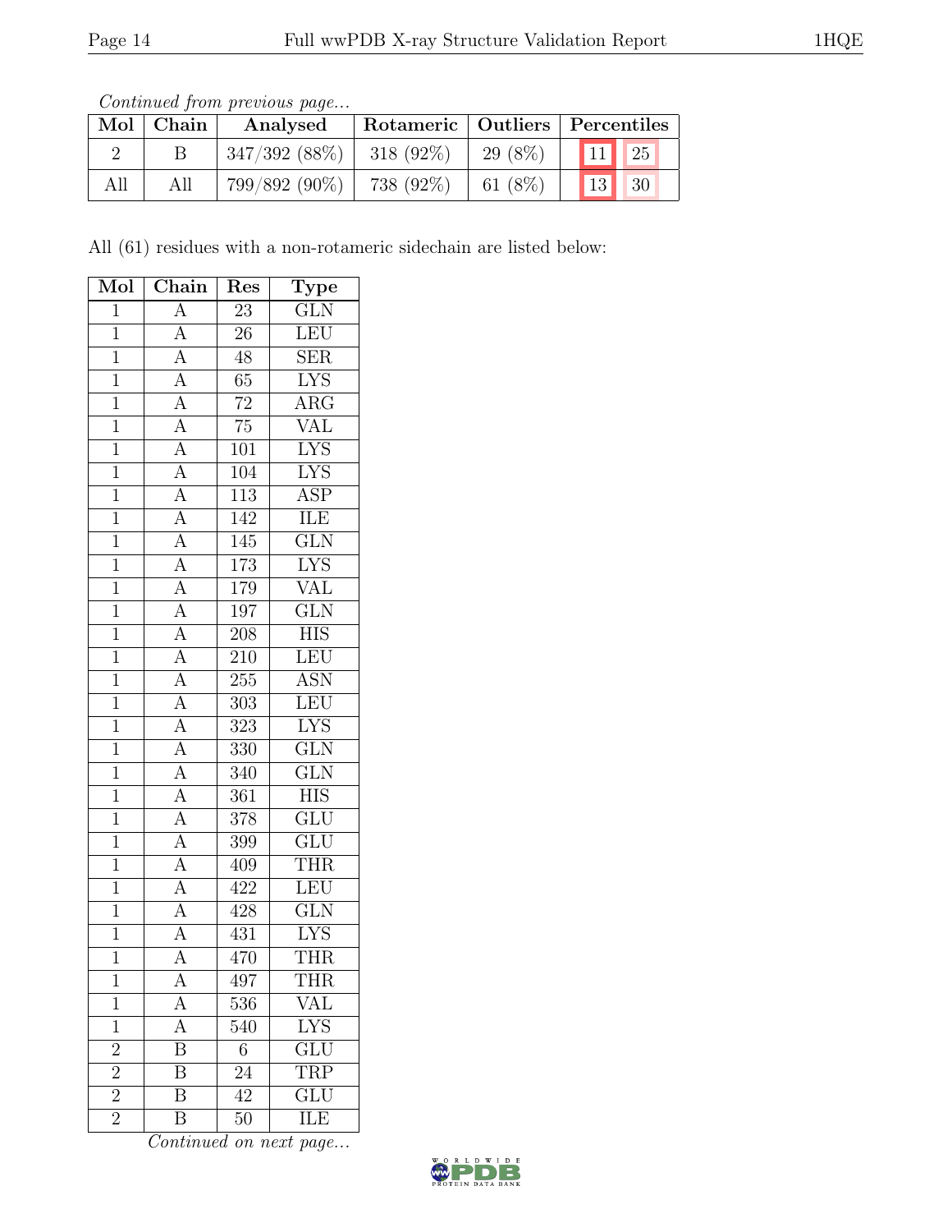*Continued from previous page...*

| Mol | Chain | Analysed | Rotameric | Outliers | Percentiles | |
|---|---|---|---|---|---|---|
| 2 | B | 347/392 (88%) | 318 (92%) | 29 (8%) | 11 | 25 |
| All | All | 799/892 (90%) | 738 (92%) | 61 (8%) | 13 | 30 |

All (61) residues with a non-rotameric sidechain are listed below:

| Mol | Chain | Res | Type |
|---|---|---|---|
| 1 | A | 23 | GLN |
| 1 | A | 26 | LEU |
| 1 | A | 48 | SER |
| 1 | A | 65 | LYS |
| 1 | A | 72 | ARG |
| 1 | A | 75 | VAL |
| 1 | A | 101 | LYS |
| 1 | A | 104 | LYS |
| 1 | A | 113 | ASP |
| 1 | A | 142 | ILE |
| 1 | A | 145 | GLN |
| 1 | A | 173 | LYS |
| 1 | A | 179 | VAL |
| 1 | A | 197 | GLN |
| 1 | A | 208 | HIS |
| 1 | A | 210 | LEU |
| 1 | A | 255 | ASN |
| 1 | A | 303 | LEU |
| 1 | A | 323 | LYS |
| 1 | A | 330 | GLN |
| 1 | A | 340 | GLN |
| 1 | A | 361 | HIS |
| 1 | A | 378 | GLU |
| 1 | A | 399 | GLU |
| 1 | A | 409 | THR |
| 1 | A | 422 | LEU |
| 1 | A | 428 | GLN |
| 1 | A | 431 | LYS |
| 1 | A | 470 | THR |
| 1 | A | 497 | THR |
| 1 | A | 536 | VAL |
| 1 | A | 540 | LYS |
| 2 | B | 6 | GLU |
| 2 | B | 24 | TRP |
| 2 | B | 42 | GLU |
| 2 | B | 50 | ILE |

*Continued on next page...*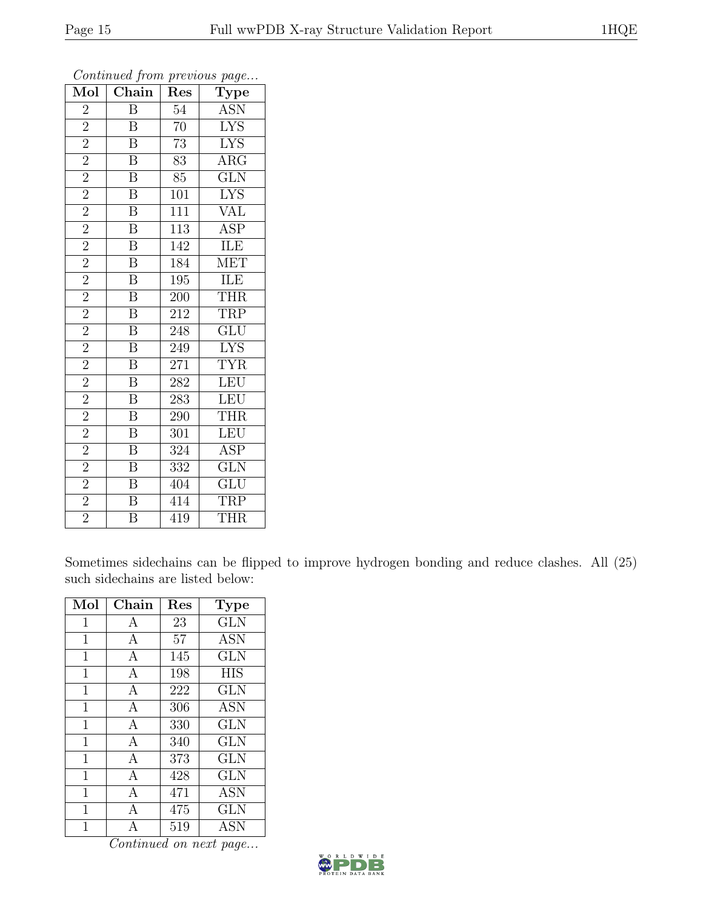*Continued from previous page...*

| Mol | Chain | Res | Type |
|---|---|---|---|
| 2 | B | 54 | ASN |
| 2 | B | 70 | LYS |
| 2 | B | 73 | LYS |
| 2 | B | 83 | ARG |
| 2 | B | 85 | GLN |
| 2 | B | 101 | LYS |
| 2 | B | 111 | VAL |
| 2 | B | 113 | ASP |
| 2 | B | 142 | ILE |
| 2 | B | 184 | MET |
| 2 | B | 195 | ILE |
| 2 | B | 200 | THR |
| 2 | B | 212 | TRP |
| 2 | B | 248 | GLU |
| 2 | B | 249 | LYS |
| 2 | B | 271 | TYR |
| 2 | B | 282 | LEU |
| 2 | B | 283 | LEU |
| 2 | B | 290 | THR |
| 2 | B | 301 | LEU |
| 2 | B | 324 | ASP |
| 2 | B | 332 | GLN |
| 2 | B | 404 | GLU |
| 2 | B | 414 | TRP |
| 2 | B | 419 | THR |

Sometimes sidechains can be flipped to improve hydrogen bonding and reduce clashes. All (25) such sidechains are listed below:

| Mol | Chain | Res | Type |
|---|---|---|---|
| 1 | A | 23 | GLN |
| 1 | A | 57 | ASN |
| 1 | A | 145 | GLN |
| 1 | A | 198 | HIS |
| 1 | A | 222 | GLN |
| 1 | A | 306 | ASN |
| 1 | A | 330 | GLN |
| 1 | A | 340 | GLN |
| 1 | A | 373 | GLN |
| 1 | A | 428 | GLN |
| 1 | A | 471 | ASN |
| 1 | A | 475 | GLN |
| 1 | A | 519 | ASN |

*Continued on next page...*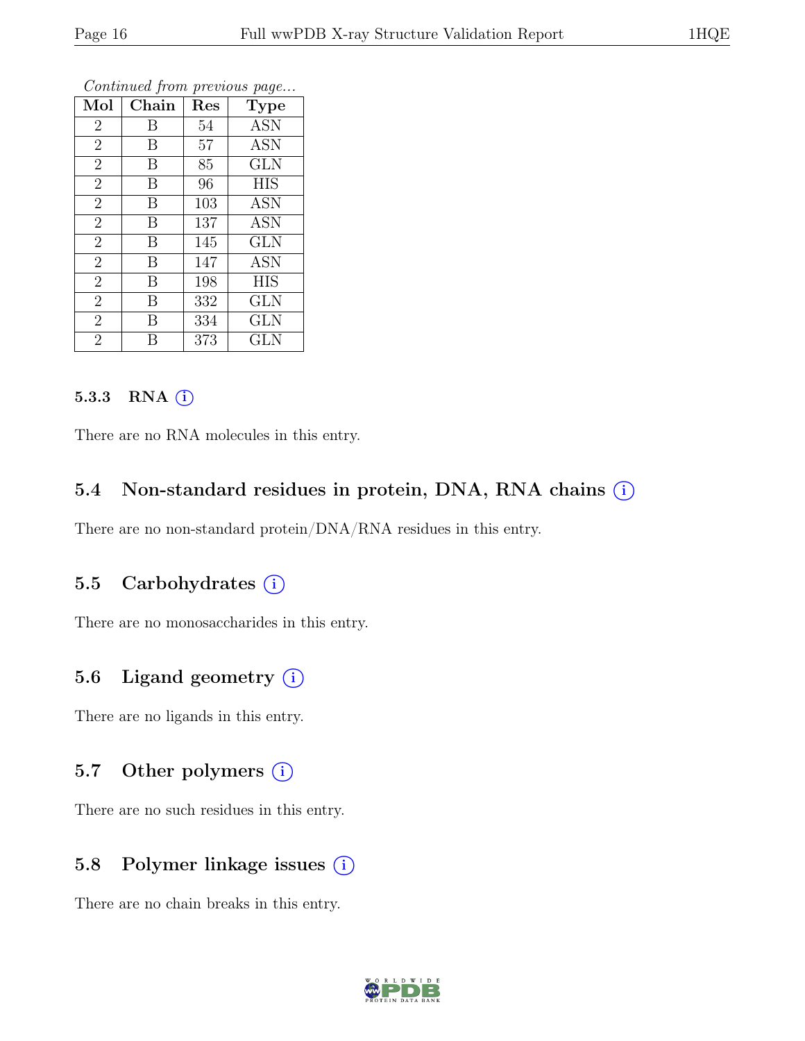*Continued from previous page...*

| Mol | Chain | Res | Type |
|---|---|---|---|
| 2 | B | 54 | ASN |
| 2 | B | 57 | ASN |
| 2 | B | 85 | GLN |
| 2 | B | 96 | HIS |
| 2 | B | 103 | ASN |
| 2 | B | 137 | ASN |
| 2 | B | 145 | GLN |
| 2 | B | 147 | ASN |
| 2 | B | 198 | HIS |
| 2 | B | 332 | GLN |
| 2 | B | 334 | GLN |
| 2 | B | 373 | GLN |

#### 5.3.3 RNA (i)

There are no RNA molecules in this entry.

### 5.4 Non-standard residues in protein, DNA, RNA chains (i)

There are no non-standard protein/DNA/RNA residues in this entry.

### 5.5 Carbohydrates (i)

There are no monosaccharides in this entry.

### 5.6 Ligand geometry (i)

There are no ligands in this entry.

### 5.7 Other polymers (i)

There are no such residues in this entry.

### 5.8 Polymer linkage issues (i)

There are no chain breaks in this entry.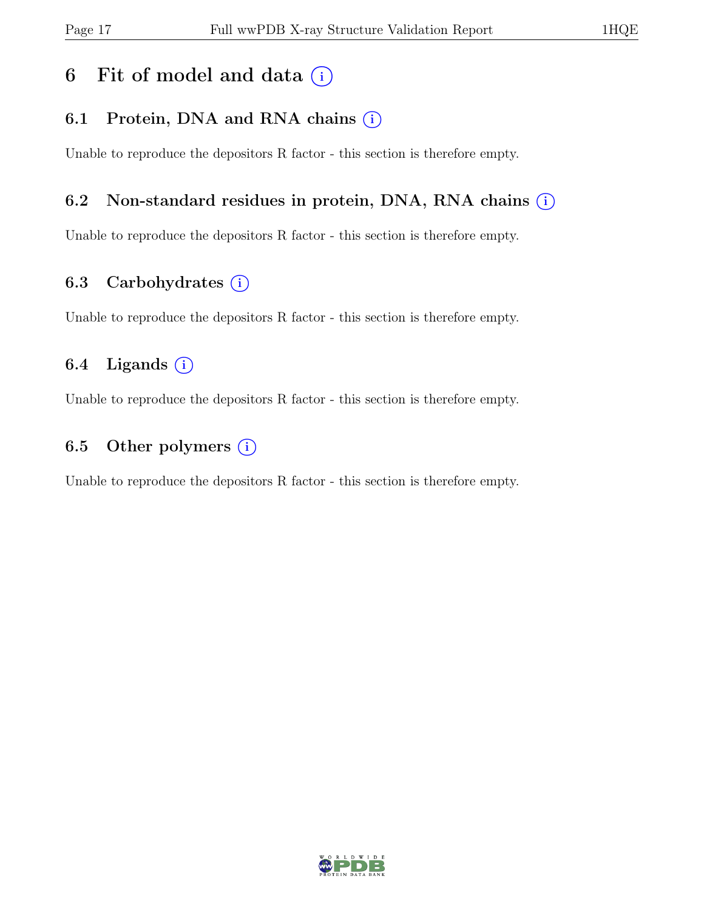# 6 Fit of model and data

## 6.1 Protein, DNA and RNA chains

Unable to reproduce the depositors R factor - this section is therefore empty.

## 6.2 Non-standard residues in protein, DNA, RNA chains

Unable to reproduce the depositors R factor - this section is therefore empty.

## 6.3 Carbohydrates

Unable to reproduce the depositors R factor - this section is therefore empty.

## 6.4 Ligands

Unable to reproduce the depositors R factor - this section is therefore empty.

## 6.5 Other polymers

Unable to reproduce the depositors R factor - this section is therefore empty.